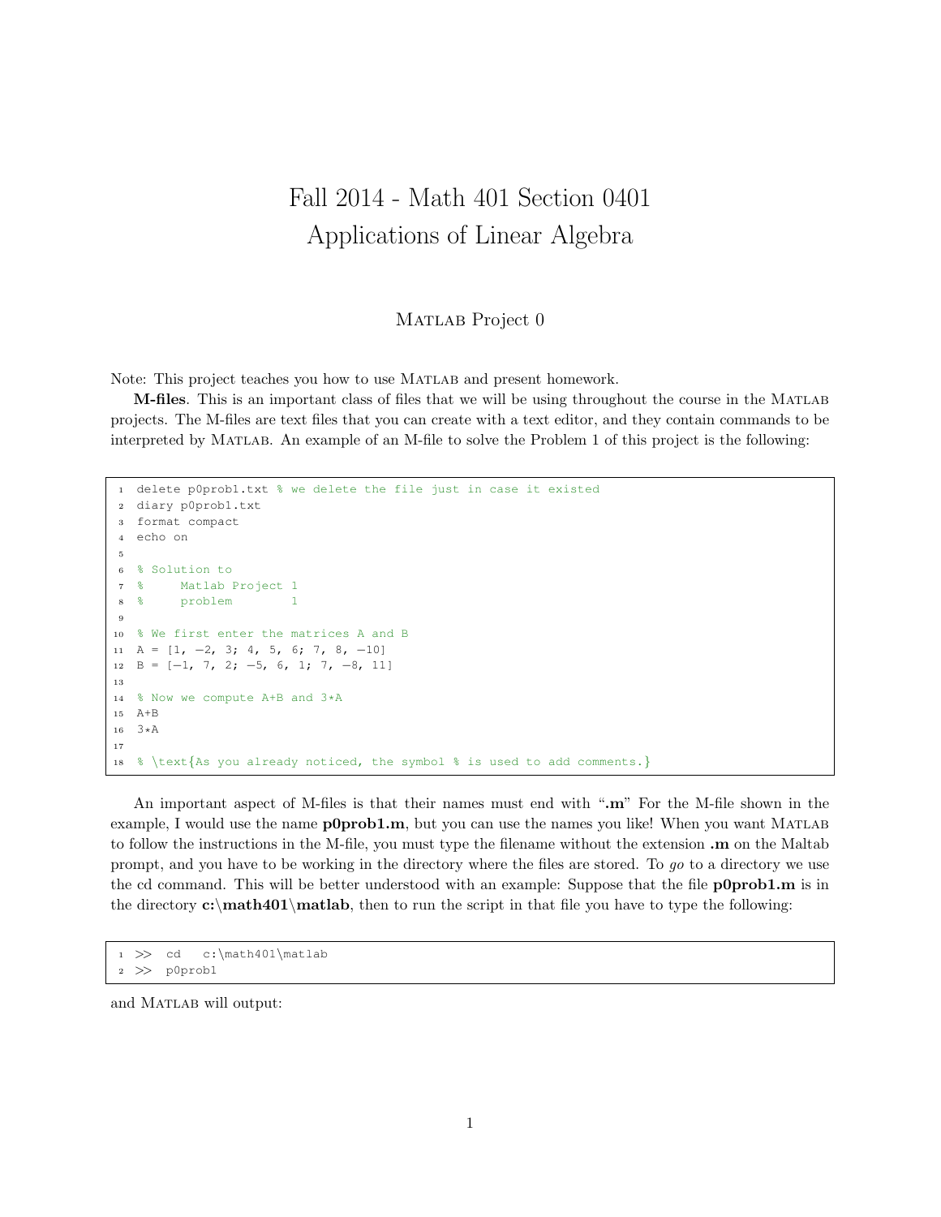# Fall 2014 - Math 401 Section 0401
# Applications of Linear Algebra

## Matlab Project 0

Note: This project teaches you how to use Matlab and present homework.

**M-files**. This is an important class of files that we will be using throughout the course in the Matlab projects. The M-files are text files that you can create with a text editor, and they contain commands to be interpreted by Matlab. An example of an M-file to solve the Problem 1 of this project is the following:

```
delete p0prob1.txt % we delete the file just in case it existed
diary p0prob1.txt
format compact
echo on

% Solution to
%     Matlab Project 1
%     problem        1

% We first enter the matrices A and B
A = [1, -2, 3; 4, 5, 6; 7, 8, -10]
B = [-1, 7, 2; -5, 6, 1; 7, -8, 11]

% Now we compute A+B and 3*A
A+B
3*A

% \text{As you already noticed, the symbol % is used to add comments.}
```

An important aspect of M-files is that their names must end with "**.m**" For the M-file shown in the example, I would use the name **p0prob1.m**, but you can use the names you like! When you want Matlab to follow the instructions in the M-file, you must type the filename without the extension **.m** on the Maltab prompt, and you have to be working in the directory where the files are stored. To *go* to a directory we use the cd command. This will be better understood with an example: Suppose that the file **p0prob1.m** is in the directory **c:\math401\matlab**, then to run the script in that file you have to type the following:

```
>>  cd   c:\math401\matlab
>>  p0prob1
```

and Matlab will output: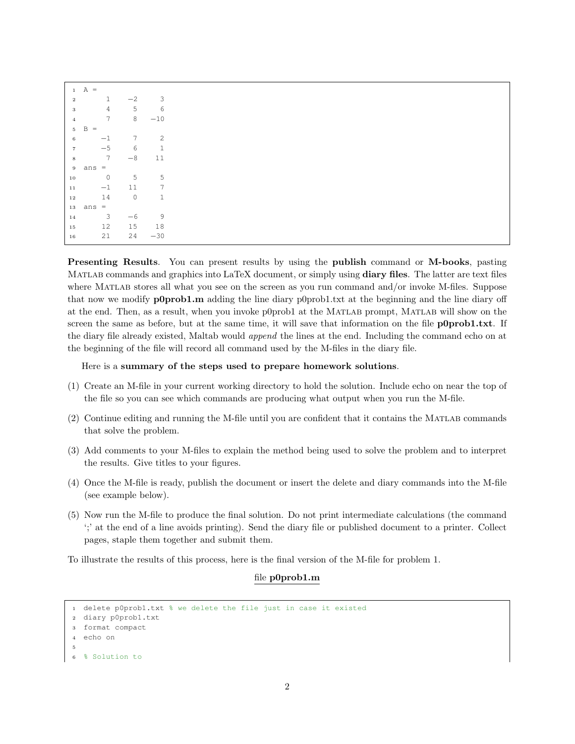```
A =
     1    -2     3
     4     5     6
     7     8   -10
B =
    -1     7     2
    -5     6     1
     7    -8    11
ans =
     0     5     5
    -1    11     7
    14     0     1
ans =
     3    -6     9
    12    15    18
    21    24   -30
```

**Presenting Results**. You can present results by using the **publish** command or **M-books**, pasting MATLAB commands and graphics into LaTeX document, or simply using **diary files**. The latter are text files where MATLAB stores all what you see on the screen as you run command and/or invoke M-files. Suppose that now we modify **p0prob1.m** adding the line diary p0prob1.txt at the beginning and the line diary off at the end. Then, as a result, when you invoke p0prob1 at the MATLAB prompt, MATLAB will show on the screen the same as before, but at the same time, it will save that information on the file **p0prob1.txt**. If the diary file already existed, Maltab would *append* the lines at the end. Including the command echo on at the beginning of the file will record all command used by the M-files in the diary file.

Here is a **summary of the steps used to prepare homework solutions**.

(1) Create an M-file in your current working directory to hold the solution. Include echo on near the top of the file so you can see which commands are producing what output when you run the M-file.

(2) Continue editing and running the M-file until you are confident that it contains the MATLAB commands that solve the problem.

(3) Add comments to your M-files to explain the method being used to solve the problem and to interpret the results. Give titles to your figures.

(4) Once the M-file is ready, publish the document or insert the delete and diary commands into the M-file (see example below).

(5) Now run the M-file to produce the final solution. Do not print intermediate calculations (the command ';' at the end of a line avoids printing). Send the diary file or published document to a printer. Collect pages, staple them together and submit them.

To illustrate the results of this process, here is the final version of the M-file for problem 1.

file **p0prob1.m**

```
delete p0prob1.txt % we delete the file just in case it existed
diary p0prob1.txt
format compact
echo on

% Solution to
```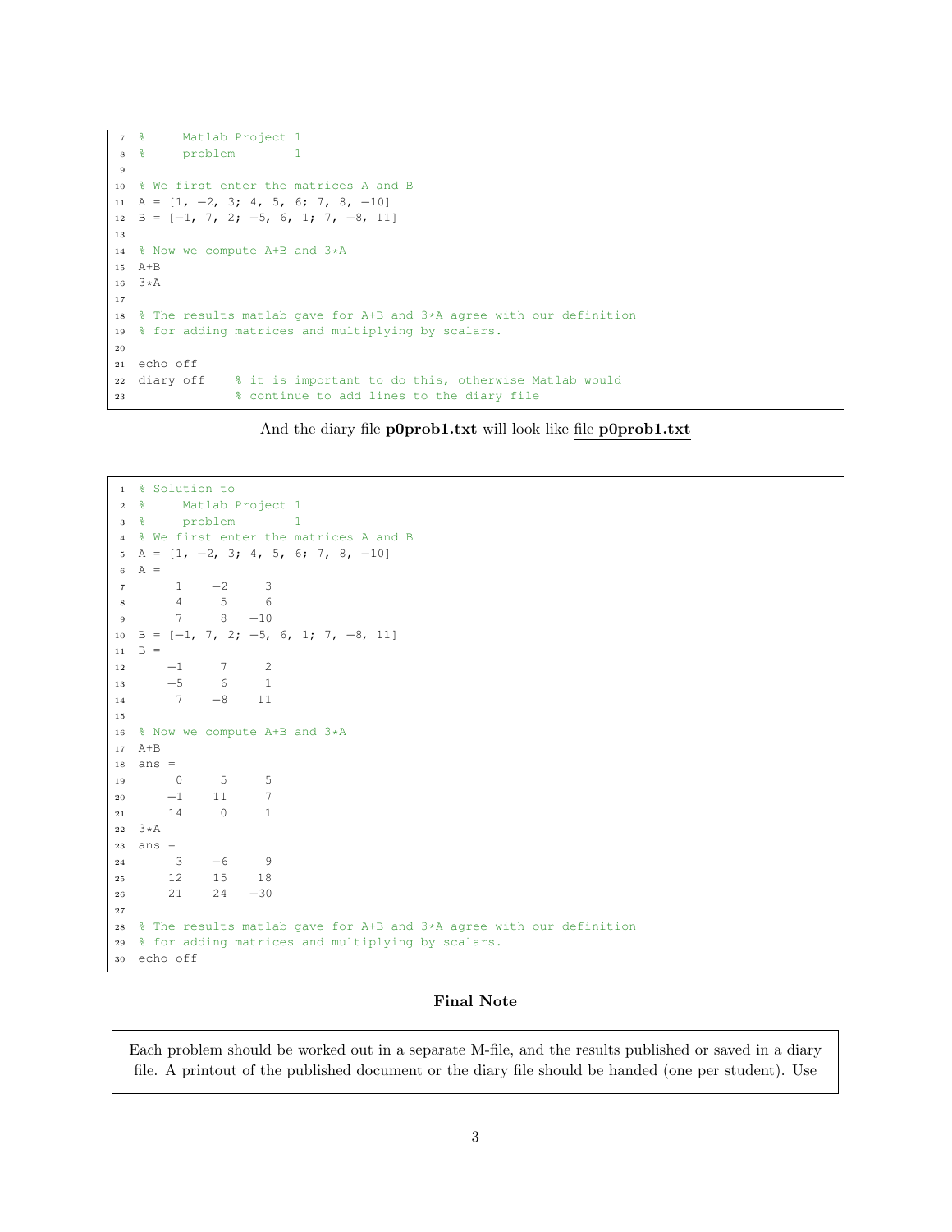```
%     Matlab Project 1
%     problem        1

% We first enter the matrices A and B
A = [1, -2, 3; 4, 5, 6; 7, 8, -10]
B = [-1, 7, 2; -5, 6, 1; 7, -8, 11]

% Now we compute A+B and 3*A
A+B
3*A

% The results matlab gave for A+B and 3*A agree with our definition
% for adding matrices and multiplying by scalars.

echo off
diary off    % it is important to do this, otherwise Matlab would
             % continue to add lines to the diary file
```

And the diary file **p0prob1.txt** will look like file **p0prob1.txt**

```
% Solution to
%     Matlab Project 1
%     problem        1
% We first enter the matrices A and B
A = [1, -2, 3; 4, 5, 6; 7, 8, -10]
A =
     1    -2     3
     4     5     6
     7     8   -10
B = [-1, 7, 2; -5, 6, 1; 7, -8, 11]
B =
    -1     7     2
    -5     6     1
     7    -8    11

% Now we compute A+B and 3*A
A+B
ans =
     0     5     5
    -1    11     7
    14     0     1
3*A
ans =
     3    -6     9
    12    15    18
    21    24   -30

% The results matlab gave for A+B and 3*A agree with our definition
% for adding matrices and multiplying by scalars.
echo off
```

### Final Note

Each problem should be worked out in a separate M-file, and the results published or saved in a diary file. A printout of the published document or the diary file should be handed (one per student). Use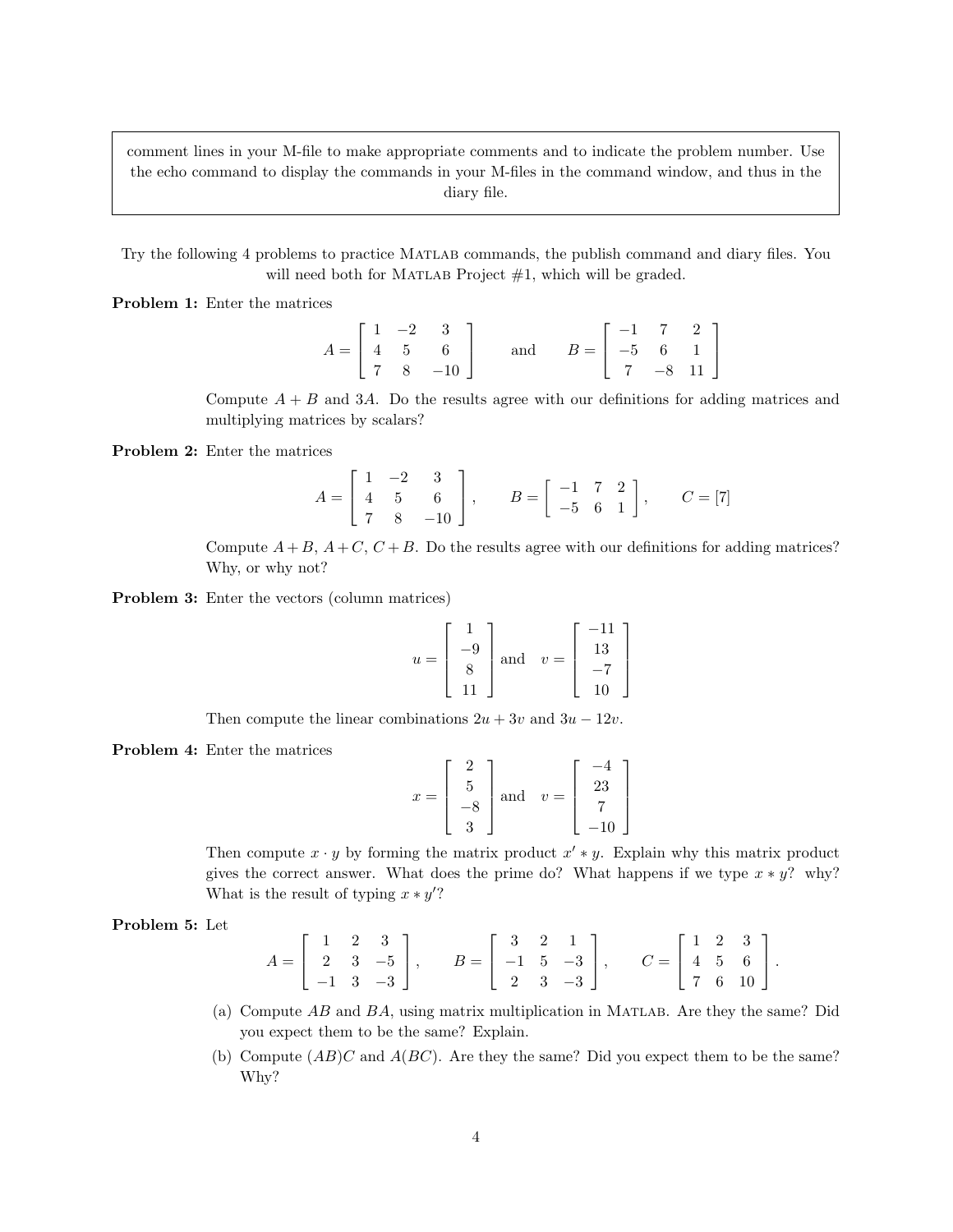comment lines in your M-file to make appropriate comments and to indicate the problem number. Use the echo command to display the commands in your M-files in the command window, and thus in the diary file.

Try the following 4 problems to practice MATLAB commands, the publish command and diary files. You will need both for MATLAB Project #1, which will be graded.

**Problem 1:** Enter the matrices

$$A = \begin{bmatrix} 1 & -2 & 3 \\ 4 & 5 & 6 \\ 7 & 8 & -10 \end{bmatrix} \quad \text{and} \quad B = \begin{bmatrix} -1 & 7 & 2 \\ -5 & 6 & 1 \\ 7 & -8 & 11 \end{bmatrix}$$

Compute $A + B$ and $3A$. Do the results agree with our definitions for adding matrices and multiplying matrices by scalars?

**Problem 2:** Enter the matrices

$$A = \begin{bmatrix} 1 & -2 & 3 \\ 4 & 5 & 6 \\ 7 & 8 & -10 \end{bmatrix}, \qquad B = \begin{bmatrix} -1 & 7 & 2 \\ -5 & 6 & 1 \end{bmatrix}, \qquad C = [7]$$

Compute $A+B$, $A+C$, $C+B$. Do the results agree with our definitions for adding matrices? Why, or why not?

**Problem 3:** Enter the vectors (column matrices)

$$u = \begin{bmatrix} 1 \\ -9 \\ 8 \\ 11 \end{bmatrix} \text{ and } \quad v = \begin{bmatrix} -11 \\ 13 \\ -7 \\ 10 \end{bmatrix}$$

Then compute the linear combinations $2u + 3v$ and $3u - 12v$.

**Problem 4:** Enter the matrices

$$x = \begin{bmatrix} 2 \\ 5 \\ -8 \\ 3 \end{bmatrix} \text{ and } \quad v = \begin{bmatrix} -4 \\ 23 \\ 7 \\ -10 \end{bmatrix}$$

Then compute $x \cdot y$ by forming the matrix product $x' * y$. Explain why this matrix product gives the correct answer. What does the prime do? What happens if we type $x * y$? why? What is the result of typing $x * y'$?

**Problem 5:** Let

$$A = \begin{bmatrix} 1 & 2 & 3 \\ 2 & 3 & -5 \\ -1 & 3 & -3 \end{bmatrix}, \qquad B = \begin{bmatrix} 3 & 2 & 1 \\ -1 & 5 & -3 \\ 2 & 3 & -3 \end{bmatrix}, \qquad C = \begin{bmatrix} 1 & 2 & 3 \\ 4 & 5 & 6 \\ 7 & 6 & 10 \end{bmatrix}.$$

(a) Compute $AB$ and $BA$, using matrix multiplication in MATLAB. Are they the same? Did you expect them to be the same? Explain.

(b) Compute $(AB)C$ and $A(BC)$. Are they the same? Did you expect them to be the same? Why?